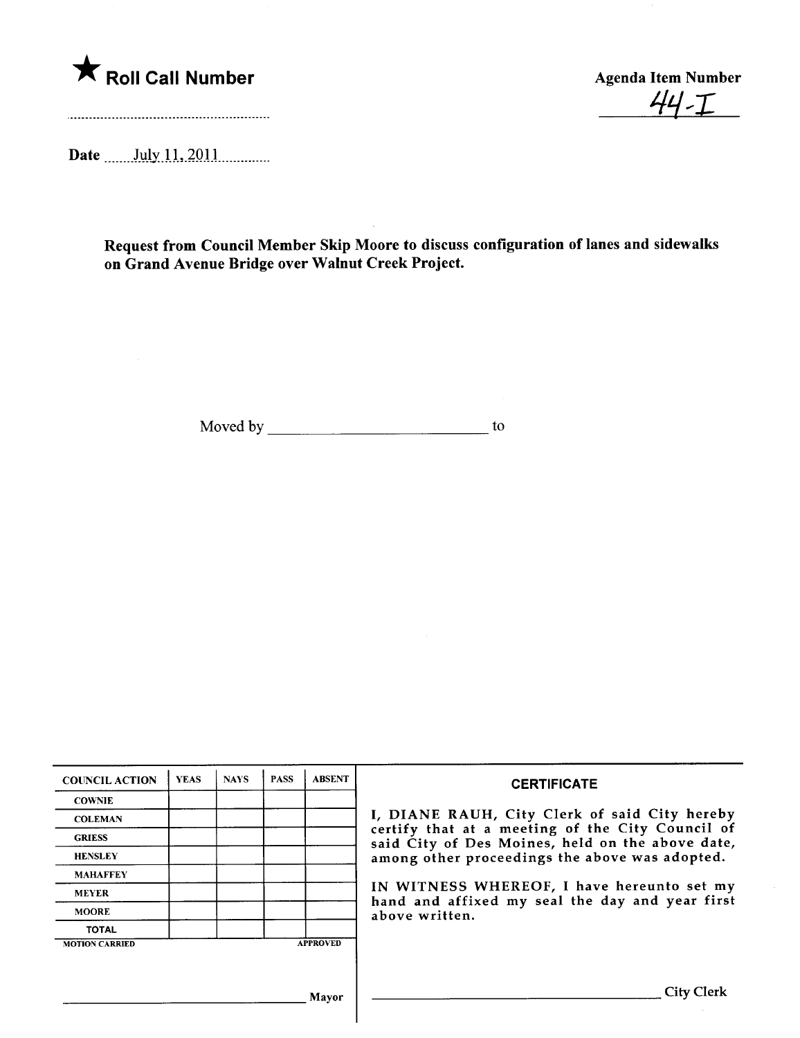★ **Roll Call Number**

........................................................

**Agenda Item Number**

44-I

**Date** ......July 11, 2011............

**Request from Council Member Skip Moore to discuss configuration of lanes and sidewalks on Grand Avenue Bridge over Walnut Creek Project.**

Moved by ____________________________ to

| COUNCIL ACTION | YEAS | NAYS | PASS | ABSENT |
|---|---|---|---|---|
| COWNIE | | | | |
| COLEMAN | | | | |
| GRIESS | | | | |
| HENSLEY | | | | |
| MAHAFFEY | | | | |
| MEYER | | | | |
| MOORE | | | | |
| TOTAL | | | | |

MOTION CARRIED APPROVED

______________________________________ Mayor

**CERTIFICATE**

I, DIANE RAUH, City Clerk of said City hereby certify that at a meeting of the City Council of said City of Des Moines, held on the above date, among other proceedings the above was adopted.

IN WITNESS WHEREOF, I have hereunto set my hand and affixed my seal the day and year first above written.

______________________________________ City Clerk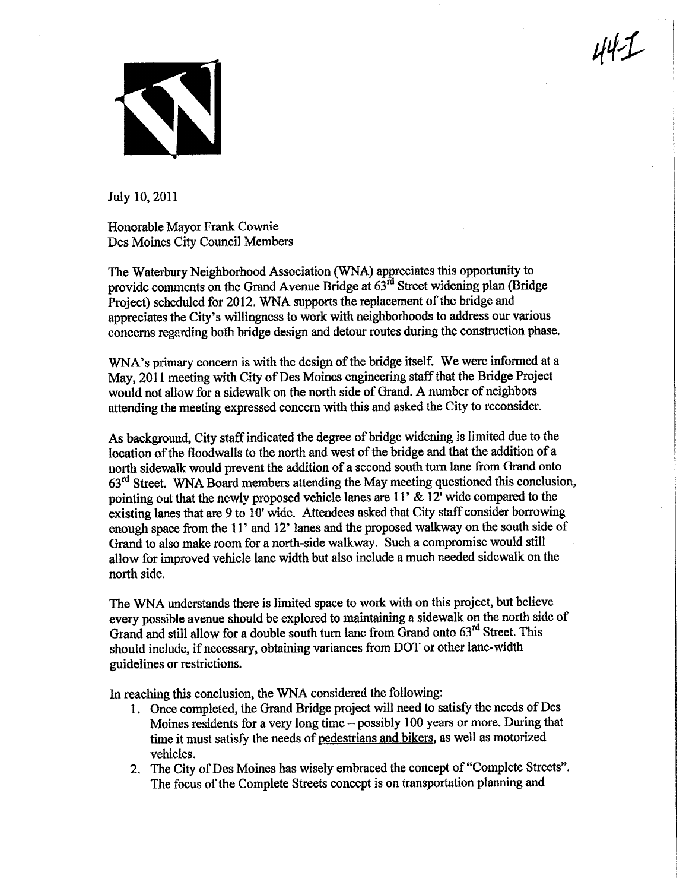44-I

July 10, 2011

Honorable Mayor Frank Cownie
Des Moines City Council Members

The Waterbury Neighborhood Association (WNA) appreciates this opportunity to provide comments on the Grand Avenue Bridge at 63rd Street widening plan (Bridge Project) scheduled for 2012. WNA supports the replacement of the bridge and appreciates the City's willingness to work with neighborhoods to address our various concerns regarding both bridge design and detour routes during the construction phase.

WNA's primary concern is with the design of the bridge itself. We were informed at a May, 2011 meeting with City of Des Moines engineering staff that the Bridge Project would not allow for a sidewalk on the north side of Grand. A number of neighbors attending the meeting expressed concern with this and asked the City to reconsider.

As background, City staff indicated the degree of bridge widening is limited due to the location of the floodwalls to the north and west of the bridge and that the addition of a north sidewalk would prevent the addition of a second south turn lane from Grand onto 63rd Street. WNA Board members attending the May meeting questioned this conclusion, pointing out that the newly proposed vehicle lanes are 11' & 12' wide compared to the existing lanes that are 9 to 10' wide. Attendees asked that City staff consider borrowing enough space from the 11' and 12' lanes and the proposed walkway on the south side of Grand to also make room for a north-side walkway. Such a compromise would still allow for improved vehicle lane width but also include a much needed sidewalk on the north side.

The WNA understands there is limited space to work with on this project, but believe every possible avenue should be explored to maintaining a sidewalk on the north side of Grand and still allow for a double south turn lane from Grand onto 63rd Street. This should include, if necessary, obtaining variances from DOT or other lane-width guidelines or restrictions.

In reaching this conclusion, the WNA considered the following:

1. Once completed, the Grand Bridge project will need to satisfy the needs of Des Moines residents for a very long time – possibly 100 years or more. During that time it must satisfy the needs of <u>pedestrians and bikers</u>, as well as motorized vehicles.
2. The City of Des Moines has wisely embraced the concept of "Complete Streets". The focus of the Complete Streets concept is on transportation planning and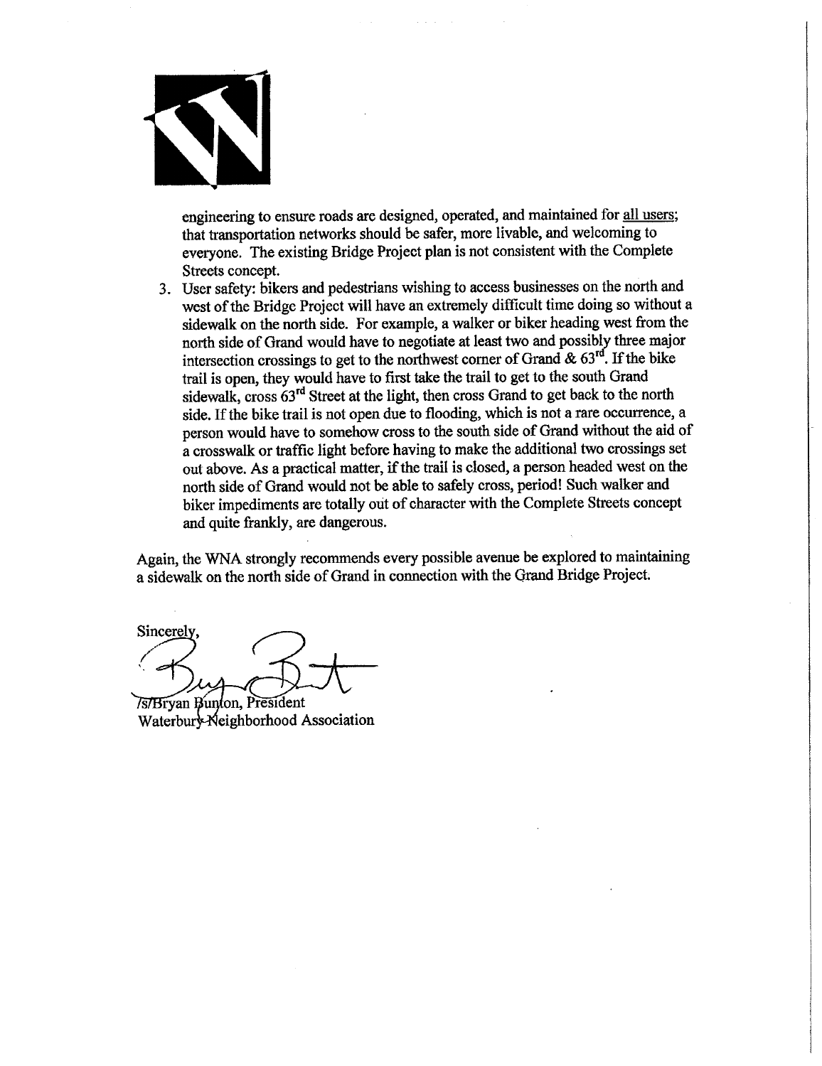engineering to ensure roads are designed, operated, and maintained for <u>all users</u>; that transportation networks should be safer, more livable, and welcoming to everyone. The existing Bridge Project plan is not consistent with the Complete Streets concept.

3. User safety: bikers and pedestrians wishing to access businesses on the north and west of the Bridge Project will have an extremely difficult time doing so without a sidewalk on the north side. For example, a walker or biker heading west from the north side of Grand would have to negotiate at least two and possibly three major intersection crossings to get to the northwest corner of Grand & 63rd. If the bike trail is open, they would have to first take the trail to get to the south Grand sidewalk, cross 63rd Street at the light, then cross Grand to get back to the north side. If the bike trail is not open due to flooding, which is not a rare occurrence, a person would have to somehow cross to the south side of Grand without the aid of a crosswalk or traffic light before having to make the additional two crossings set out above. As a practical matter, if the trail is closed, a person headed west on the north side of Grand would not be able to safely cross, period! Such walker and biker impediments are totally out of character with the Complete Streets concept and quite frankly, are dangerous.

Again, the WNA strongly recommends every possible avenue be explored to maintaining a sidewalk on the north side of Grand in connection with the Grand Bridge Project.

Sincerely,

/s/Bryan Bunton, President
Waterbury Neighborhood Association